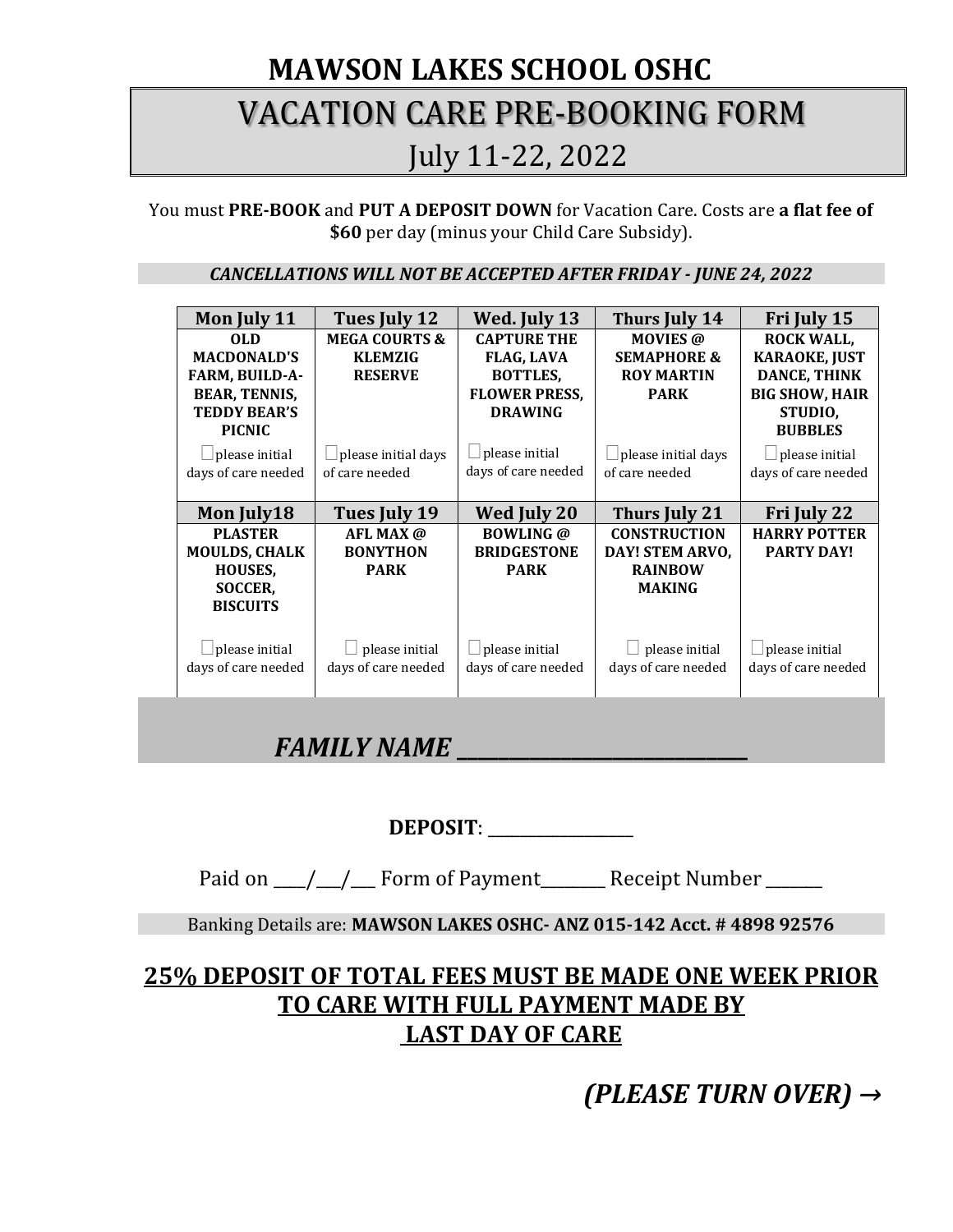# MAWSON LAKES SCHOOL OSHC

## VACATION CARE PRE-BOOKING FORM

### July 11-22, 2022

You must **PRE-BOOK** and **PUT A DEPOSIT DOWN** for Vacation Care. Costs are **a flat fee of $60** per day (minus your Child Care Subsidy).

***CANCELLATIONS WILL NOT BE ACCEPTED AFTER FRIDAY - JUNE 24, 2022***

| Mon July 11 | Tues July 12 | Wed. July 13 | Thurs July 14 | Fri July 15 |
|---|---|---|---|---|
| **OLD MACDONALD'S FARM, BUILD-A-BEAR, TENNIS, TEDDY BEAR'S PICNIC** | **MEGA COURTS & KLEMZIG RESERVE** | **CAPTURE THE FLAG, LAVA BOTTLES, FLOWER PRESS, DRAWING** | **MOVIES @ SEMAPHORE & ROY MARTIN PARK** | **ROCK WALL, KARAOKE, JUST DANCE, THINK BIG SHOW, HAIR STUDIO, BUBBLES** |
| ☐please initial days of care needed | ☐please initial days of care needed | ☐please initial days of care needed | ☐please initial days of care needed | ☐please initial days of care needed |
| **Mon July18** | **Tues July 19** | **Wed July 20** | **Thurs July 21** | **Fri July 22** |
| **PLASTER MOULDS, CHALK HOUSES, SOCCER, BISCUITS** | **AFL MAX @ BONYTHON PARK** | **BOWLING @ BRIDGESTONE PARK** | **CONSTRUCTION DAY! STEM ARVO, RAINBOW MAKING** | **HARRY POTTER PARTY DAY!** |
| ☐please initial days of care needed | ☐ please initial days of care needed | ☐please initial days of care needed | ☐ please initial days of care needed | ☐please initial days of care needed |

***FAMILY NAME ___________________________***

**DEPOSIT**: _________________

Paid on ____/___/___ Form of Payment________ Receipt Number _______

Banking Details are: **MAWSON LAKES OSHC- ANZ 015-142 Acct. # 4898 92576**

**25% DEPOSIT OF TOTAL FEES MUST BE MADE ONE WEEK PRIOR TO CARE WITH FULL PAYMENT MADE BY LAST DAY OF CARE**

***(PLEASE TURN OVER) →***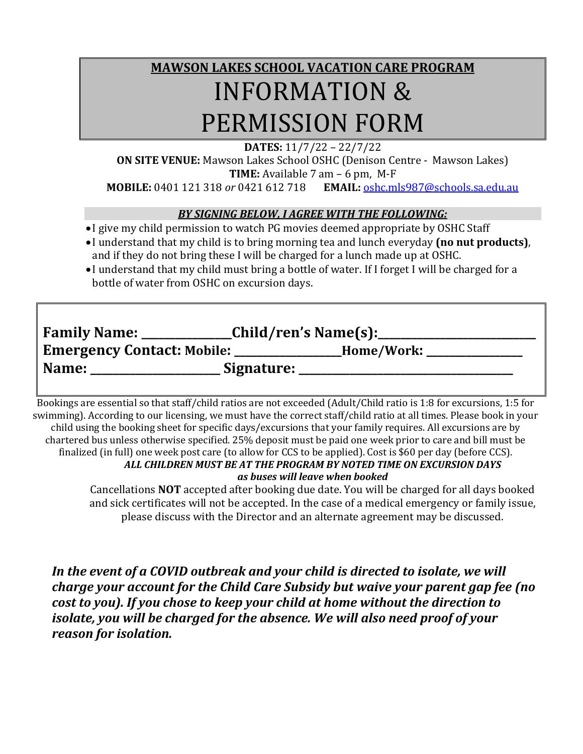# MAWSON LAKES SCHOOL VACATION CARE PROGRAM

# INFORMATION & PERMISSION FORM

**DATES:** 11/7/22 – 22/7/22

**ON SITE VENUE:** Mawson Lakes School OSHC (Denison Centre - Mawson Lakes)

**TIME:** Available 7 am – 6 pm, M-F

**MOBILE:** 0401 121 318 *or* 0421 612 718 **EMAIL:** oshc.mls987@schools.sa.edu.au

***BY SIGNING BELOW, I AGREE WITH THE FOLLOWING:***

- I give my child permission to watch PG movies deemed appropriate by OSHC Staff
- I understand that my child is to bring morning tea and lunch everyday **(no nut products)**, and if they do not bring these I will be charged for a lunch made up at OSHC.
- I understand that my child must bring a bottle of water. If I forget I will be charged for a bottle of water from OSHC on excursion days.

**Family Name:** _______________ **Child/ren's Name(s):** ___________________________

**Emergency Contact: Mobile:** ___________________ **Home/Work:** _________________

**Name:** _______________________ **Signature:** _____________________________________

Bookings are essential so that staff/child ratios are not exceeded (Adult/Child ratio is 1:8 for excursions, 1:5 for swimming). According to our licensing, we must have the correct staff/child ratio at all times. Please book in your child using the booking sheet for specific days/excursions that your family requires. All excursions are by chartered bus unless otherwise specified. 25% deposit must be paid one week prior to care and bill must be finalized (in full) one week post care (to allow for CCS to be applied). Cost is $60 per day (before CCS).

***ALL CHILDREN MUST BE AT THE PROGRAM BY NOTED TIME ON EXCURSION DAYS as buses will leave when booked***

Cancellations **NOT** accepted after booking due date. You will be charged for all days booked and sick certificates will not be accepted. In the case of a medical emergency or family issue, please discuss with the Director and an alternate agreement may be discussed.

***In the event of a COVID outbreak and your child is directed to isolate, we will charge your account for the Child Care Subsidy but waive your parent gap fee (no cost to you). If you chose to keep your child at home without the direction to isolate, you will be charged for the absence. We will also need proof of your reason for isolation.***